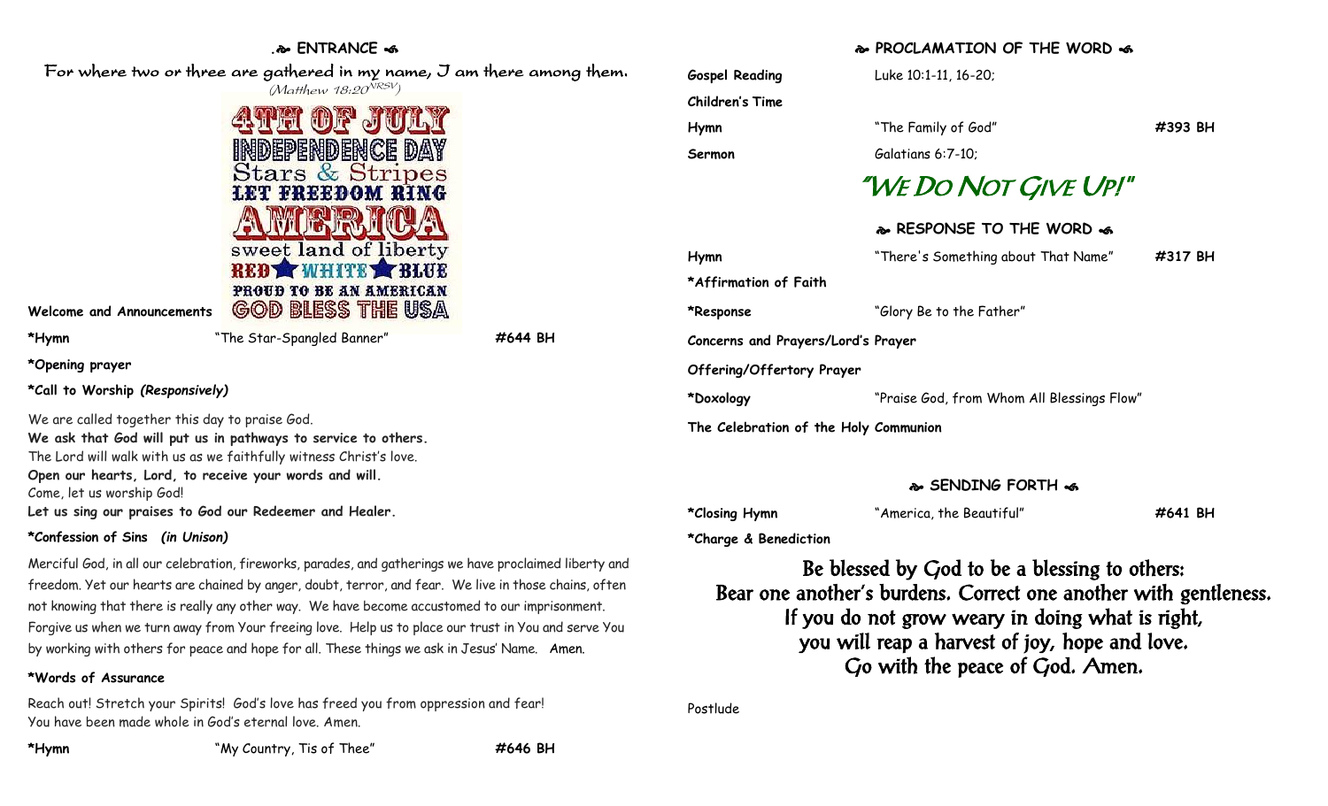## ENTRANCE

For where two or three are gathered in my name, I am there among them.
(Matthew 18:20 NRSV)

4TH OF JULY
INDEPENDENCE DAY
Stars & Stripes
LET FREEDOM RING
AMERICA
sweet land of liberty
RED ★ WHITE ★ BLUE
PROUD TO BE AN AMERICAN
GOD BLESS THE USA

**Welcome and Announcements**

**\*Hymn** "The Star-Spangled Banner" **#644 BH**

**\*Opening prayer**

**\*Call to Worship** ***(Responsively)***

We are called together this day to praise God.
**We ask that God will put us in pathways to service to others.**
The Lord will walk with us as we faithfully witness Christ's love.
**Open our hearts, Lord, to receive your words and will.**
Come, let us worship God!
**Let us sing our praises to God our Redeemer and Healer.**

**\*Confession of Sins** ***(in Unison)***

Merciful God, in all our celebration, fireworks, parades, and gatherings we have proclaimed liberty and freedom. Yet our hearts are chained by anger, doubt, terror, and fear. We live in those chains, often not knowing that there is really any other way. We have become accustomed to our imprisonment. Forgive us when we turn away from Your freeing love. Help us to place our trust in You and serve You by working with others for peace and hope for all. These things we ask in Jesus' Name. Amen.

**\*Words of Assurance**

Reach out! Stretch your Spirits! God's love has freed you from oppression and fear!
You have been made whole in God's eternal love. Amen.

**\*Hymn** "My Country, Tis of Thee" **#646 BH**

## PROCLAMATION OF THE WORD

**Gospel Reading** Luke 10:1-11, 16-20;

**Children's Time**

**Hymn** "The Family of God" **#393 BH**

**Sermon** Galatians 6:7-10;

# "We Do Not Give Up!"

## RESPONSE TO THE WORD

**Hymn** "There's Something about That Name" **#317 BH**

**\*Affirmation of Faith**

**\*Response** "Glory Be to the Father"

**Concerns and Prayers/Lord's Prayer**

**Offering/Offertory Prayer**

**\*Doxology** "Praise God, from Whom All Blessings Flow"

**The Celebration of the Holy Communion**

## SENDING FORTH

**\*Closing Hymn** "America, the Beautiful" **#641 BH**

**\*Charge & Benediction**

Be blessed by God to be a blessing to others:
Bear one another's burdens. Correct one another with gentleness.
If you do not grow weary in doing what is right,
you will reap a harvest of joy, hope and love.
Go with the peace of God. Amen.

Postlude